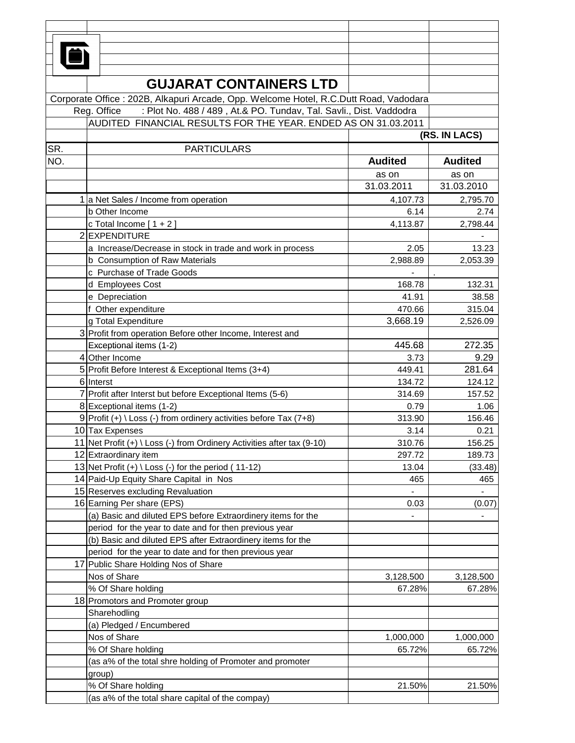# GUJARAT CONTAINERS LTD

Corporate Office : 202B, Alkapuri Arcade, Opp. Welcome Hotel, R.C.Dutt Road, Vadodara

Reg. Office : Plot No. 488 / 489 , At.& PO. Tundav, Tal. Savli., Dist. Vaddodra

AUDITED FINANCIAL RESULTS FOR THE YEAR. ENDED AS ON 31.03.2011

(RS. IN LACS)

| SR. NO. | PARTICULARS | Audited as on 31.03.2011 | Audited as on 31.03.2010 |
|---|---|---|---|
| 1 | a Net Sales / Income from operation | 4,107.73 | 2,795.70 |
| | b Other Income | 6.14 | 2.74 |
| | c Total Income [ 1 + 2 ] | 4,113.87 | 2,798.44 |
| 2 | EXPENDITURE | | - |
| | a Increase/Decrease in stock in trade and work in process | 2.05 | 13.23 |
| | b Consumption of Raw Materials | 2,988.89 | 2,053.39 |
| | c Purchase of Trade Goods | - | . |
| | d Employees Cost | 168.78 | 132.31 |
| | e Depreciation | 41.91 | 38.58 |
| | f Other expenditure | 470.66 | 315.04 |
| | g Total Expenditure | 3,668.19 | 2,526.09 |
| 3 | Profit from operation Before other Income, Interest and Exceptional items (1-2) | 445.68 | 272.35 |
| 4 | Other Income | 3.73 | 9.29 |
| 5 | Profit Before Interest & Exceptional Items (3+4) | 449.41 | 281.64 |
| 6 | Interst | 134.72 | 124.12 |
| 7 | Profit after Interst but before Exceptional Items (5-6) | 314.69 | 157.52 |
| 8 | Exceptional items (1-2) | 0.79 | 1.06 |
| 9 | Profit (+) \ Loss (-) from ordinery activities before Tax (7+8) | 313.90 | 156.46 |
| 10 | Tax Expenses | 3.14 | 0.21 |
| 11 | Net Profit (+) \ Loss (-) from Ordinery Activities after tax (9-10) | 310.76 | 156.25 |
| 12 | Extraordinary item | 297.72 | 189.73 |
| 13 | Net Profit (+) \ Loss (-) for the period ( 11-12) | 13.04 | (33.48) |
| 14 | Paid-Up Equity Share Capital in Nos | 465 | 465 |
| 15 | Reserves excluding Revaluation | - | - |
| 16 | Earning Per share (EPS) | 0.03 | (0.07) |
| | (a) Basic and diluted EPS before Extraordinery items for the period for the year to date and for then previous year | - | - |
| | (b) Basic and diluted EPS after Extraordinery items for the period for the year to date and for then previous year | | |
| 17 | Public Share Holding Nos of Share | | |
| | Nos of Share | 3,128,500 | 3,128,500 |
| | % Of Share holding | 67.28% | 67.28% |
| 18 | Promotors and Promoter group Sharehodling | | |
| | (a) Pledged / Encumbered | | |
| | Nos of Share | 1,000,000 | 1,000,000 |
| | % Of Share holding (as a% of the total shre holding of Promoter and promoter group) | 65.72% | 65.72% |
| | % Of Share holding (as a% of the total share capital of the compay) | 21.50% | 21.50% |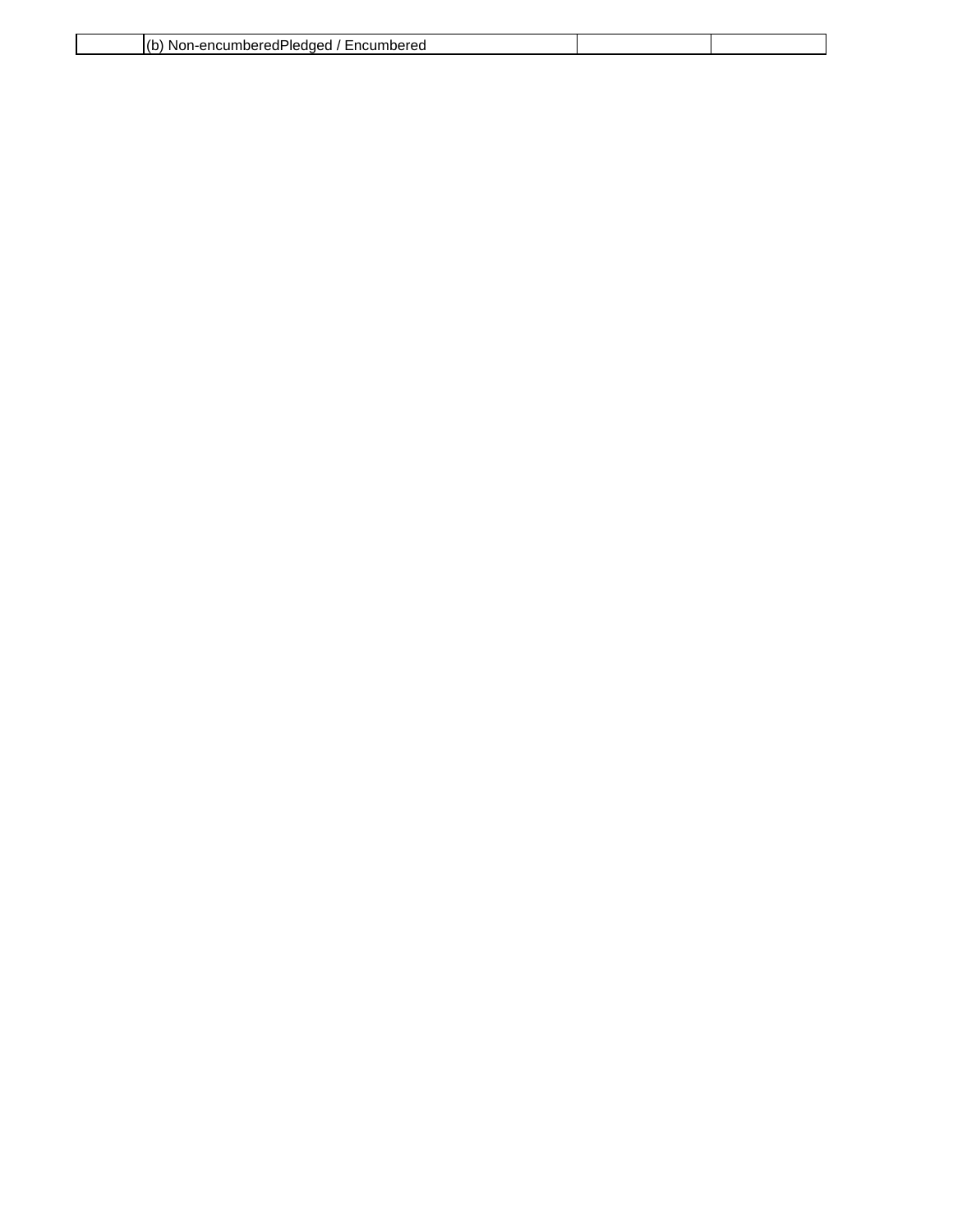|  | (b) Non-encumberedPledged / Encumbered |  |  |
|---|---|---|---|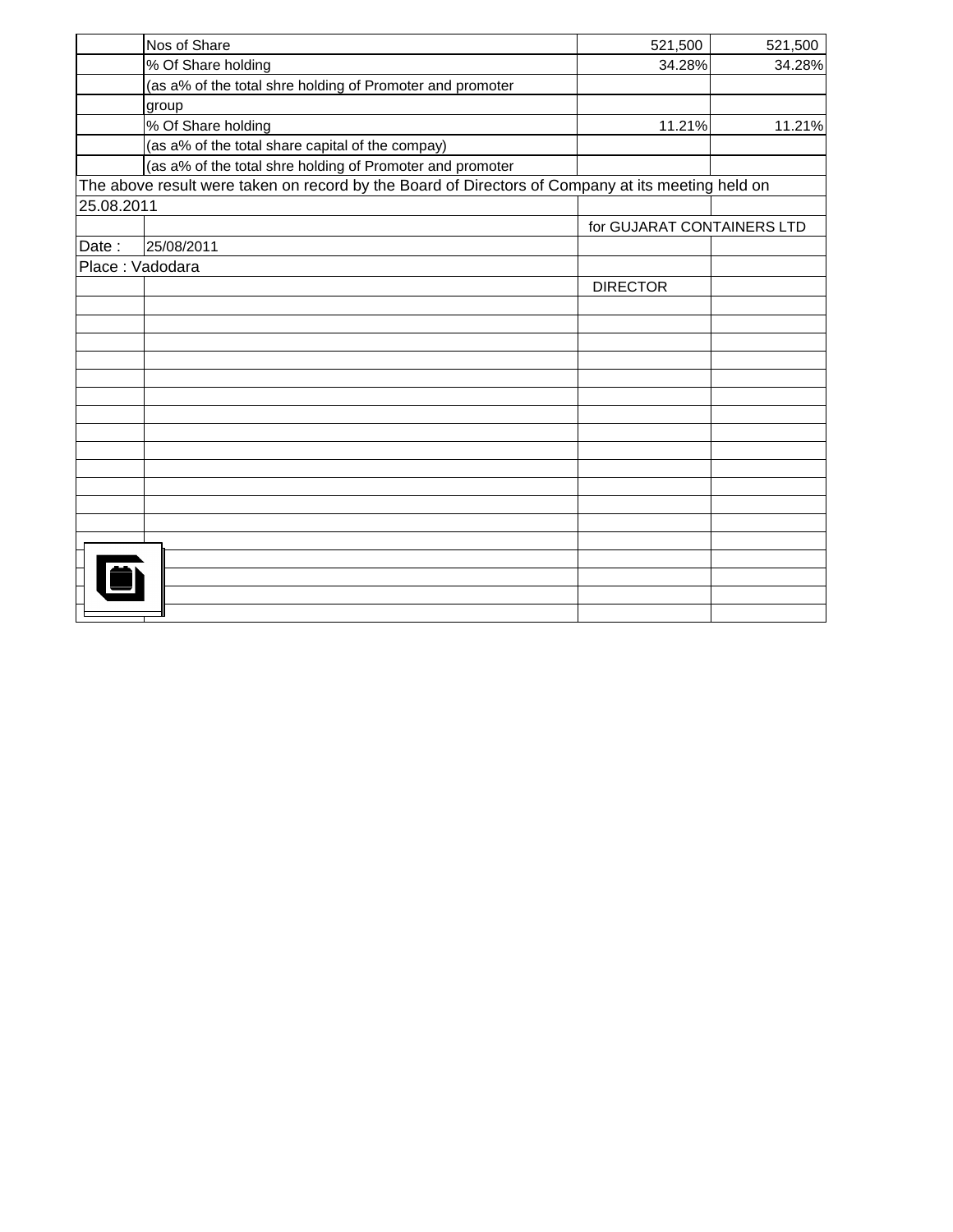| | | | |
|---|---|---|---|
| | Nos of Share | 521,500 | 521,500 |
| | % Of Share holding | 34.28% | 34.28% |
| | (as a% of the total shre holding of Promoter and promoter | | |
| | group | | |
| | % Of Share holding | 11.21% | 11.21% |
| | (as a% of the total share capital of the compay) | | |
| | (as a% of the total shre holding of Promoter and promoter | | |

The above result were taken on record by the Board of Directors of Company at its meeting held on 25.08.2011

for GUJARAT CONTAINERS LTD

Date : 25/08/2011

Place : Vadodara

DIRECTOR